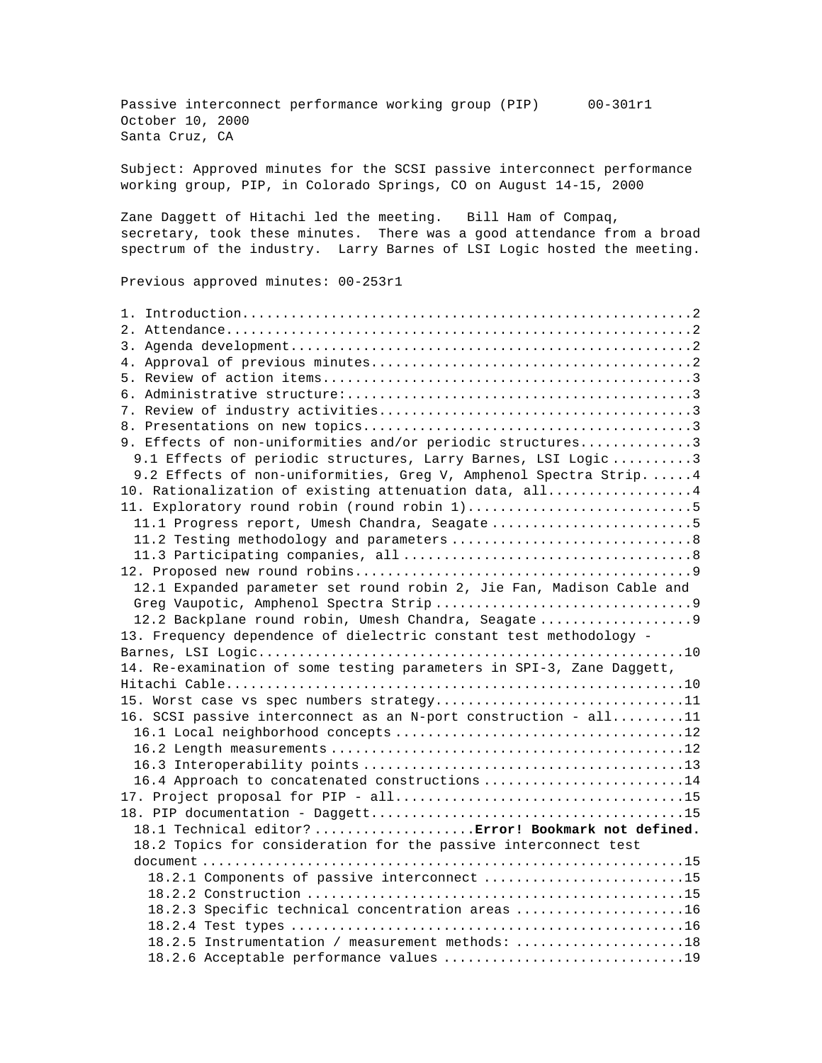Passive interconnect performance working group (PIP) 00-301r1
October 10, 2000
Santa Cruz, CA

Subject: Approved minutes for the SCSI passive interconnect performance working group, PIP, in Colorado Springs, CO on August 14-15, 2000

Zane Daggett of Hitachi led the meeting. Bill Ham of Compaq, secretary, took these minutes. There was a good attendance from a broad spectrum of the industry. Larry Barnes of LSI Logic hosted the meeting.

Previous approved minutes: 00-253r1

1. Introduction....................................................2
2. Attendance......................................................2
3. Agenda development..............................................2
4. Approval of previous minutes....................................2
5. Review of action items..........................................3
6. Administrative structure:.......................................3
7. Review of industry activities...................................3
8. Presentations on new topics.....................................3
9. Effects of non-uniformities and/or periodic structures..........3
   - 9.1 Effects of periodic structures, Larry Barnes, LSI Logic ..........3
   - 9.2 Effects of non-uniformities, Greg V, Amphenol Spectra Strip......4
10. Rationalization of existing attenuation data, all..................4
11. Exploratory round robin (round robin 1)............................5
    - 11.1 Progress report, Umesh Chandra, Seagate .........................5
    - 11.2 Testing methodology and parameters ..............................8
    - 11.3 Participating companies, all ....................................8
12. Proposed new round robins..........................................9
    - 12.1 Expanded parameter set round robin 2, Jie Fan, Madison Cable and Greg Vaupotic, Amphenol Spectra Strip ...............................9
    - 12.2 Backplane round robin, Umesh Chandra, Seagate ...................9
13. Frequency dependence of dielectric constant test methodology - Barnes, LSI Logic....................................................10
14. Re-examination of some testing parameters in SPI-3, Zane Daggett, Hitachi Cable.......................................................10
15. Worst case vs spec numbers strategy...............................11
16. SCSI passive interconnect as an N-port construction - all.........11
    - 16.1 Local neighborhood concepts ....................................12
    - 16.2 Length measurements ............................................12
    - 16.3 Interoperability points ........................................13
    - 16.4 Approach to concatenated constructions .........................14
17. Project proposal for PIP - all....................................15
18. PIP documentation - Daggett.......................................15
    - 18.1 Technical editor? ....................**Error! Bookmark not defined.**
    - 18.2 Topics for consideration for the passive interconnect test document ...........................................................15
      - 18.2.1 Components of passive interconnect .........................15
      - 18.2.2 Construction ...............................................15
      - 18.2.3 Specific technical concentration areas .....................16
      - 18.2.4 Test types .................................................16
      - 18.2.5 Instrumentation / measurement methods: .....................18
      - 18.2.6 Acceptable performance values ..............................19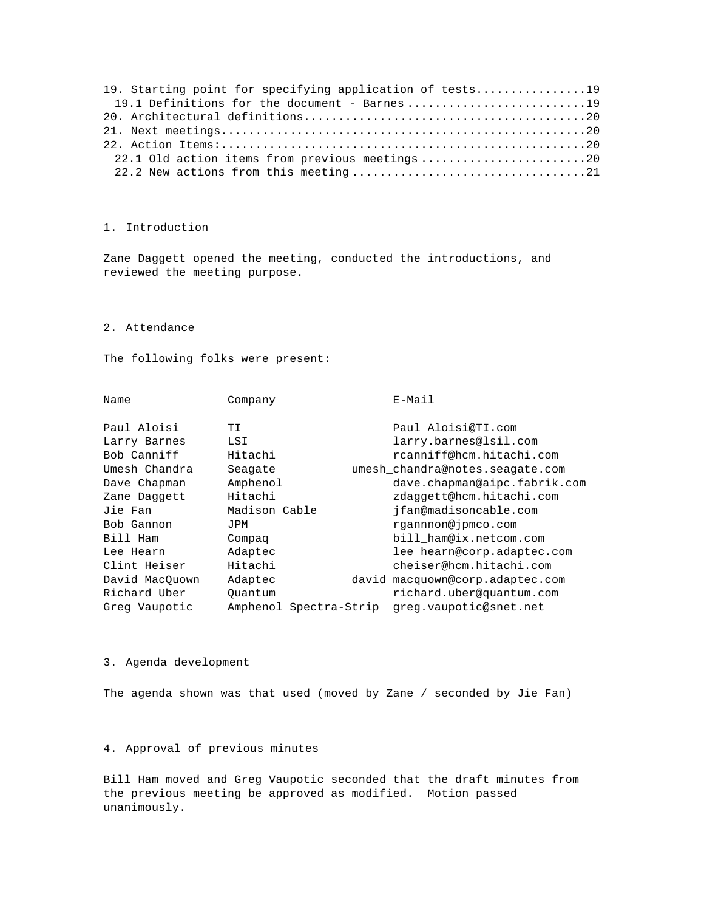19. Starting point for specifying application of tests................19
  19.1 Definitions for the document - Barnes..........................19
20. Architectural definitions.........................................20
21. Next meetings.....................................................20
22. Action Items:.....................................................20
  22.1 Old action items from previous meetings........................20
  22.2 New actions from this meeting..................................21

## 1. Introduction

Zane Daggett opened the meeting, conducted the introductions, and reviewed the meeting purpose.

## 2. Attendance

The following folks were present:

| Name | Company | E-Mail |
|---|---|---|
| Paul Aloisi | TI | Paul_Aloisi@TI.com |
| Larry Barnes | LSI | larry.barnes@lsil.com |
| Bob Canniff | Hitachi | rcanniff@hcm.hitachi.com |
| Umesh Chandra | Seagate | umesh_chandra@notes.seagate.com |
| Dave Chapman | Amphenol | dave.chapman@aipc.fabrik.com |
| Zane Daggett | Hitachi | zdaggett@hcm.hitachi.com |
| Jie Fan | Madison Cable | jfan@madisoncable.com |
| Bob Gannon | JPM | rgannnon@jpmco.com |
| Bill Ham | Compaq | bill_ham@ix.netcom.com |
| Lee Hearn | Adaptec | lee_hearn@corp.adaptec.com |
| Clint Heiser | Hitachi | cheiser@hcm.hitachi.com |
| David MacQuown | Adaptec | david_macquown@corp.adaptec.com |
| Richard Uber | Quantum | richard.uber@quantum.com |
| Greg Vaupotic | Amphenol Spectra-Strip | greg.vaupotic@snet.net |

## 3. Agenda development

The agenda shown was that used (moved by Zane / seconded by Jie Fan)

## 4. Approval of previous minutes

Bill Ham moved and Greg Vaupotic seconded that the draft minutes from the previous meeting be approved as modified. Motion passed unanimously.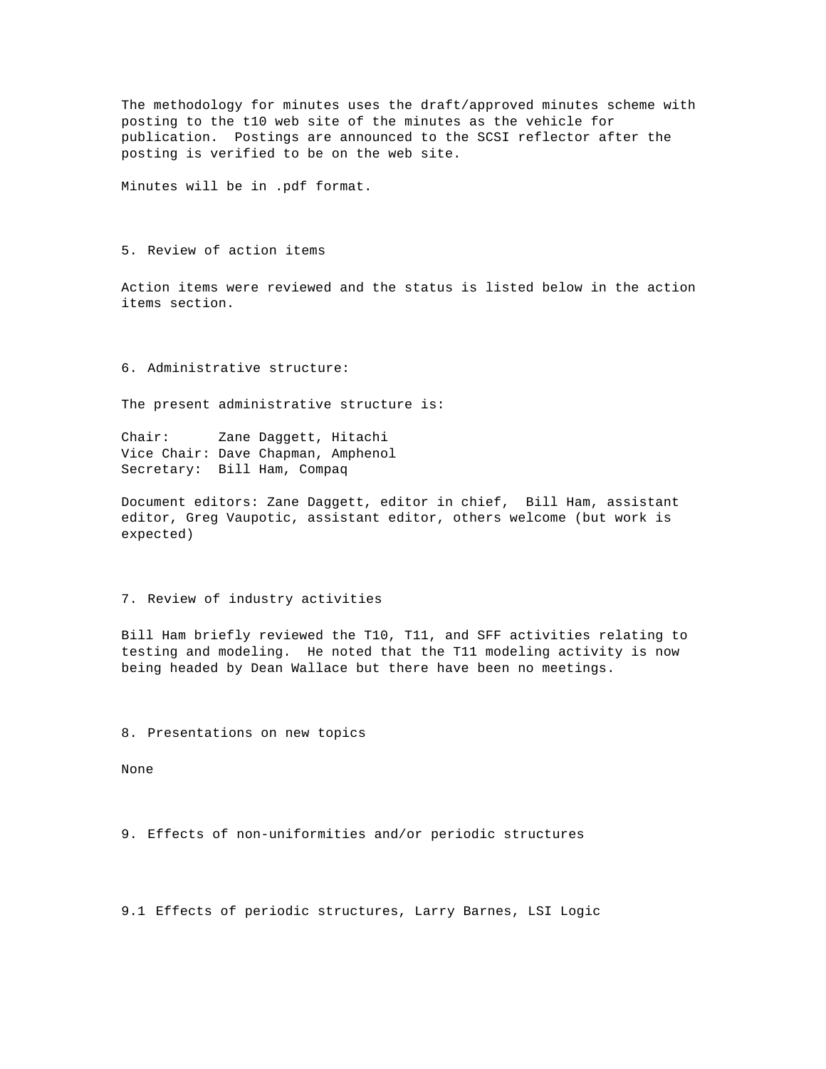The methodology for minutes uses the draft/approved minutes scheme with posting to the t10 web site of the minutes as the vehicle for publication. Postings are announced to the SCSI reflector after the posting is verified to be on the web site.

Minutes will be in .pdf format.

## 5. Review of action items

Action items were reviewed and the status is listed below in the action items section.

## 6. Administrative structure:

The present administrative structure is:

Chair: Zane Daggett, Hitachi
Vice Chair: Dave Chapman, Amphenol
Secretary: Bill Ham, Compaq

Document editors: Zane Daggett, editor in chief, Bill Ham, assistant editor, Greg Vaupotic, assistant editor, others welcome (but work is expected)

## 7. Review of industry activities

Bill Ham briefly reviewed the T10, T11, and SFF activities relating to testing and modeling. He noted that the T11 modeling activity is now being headed by Dean Wallace but there have been no meetings.

## 8. Presentations on new topics

None

## 9. Effects of non-uniformities and/or periodic structures

### 9.1 Effects of periodic structures, Larry Barnes, LSI Logic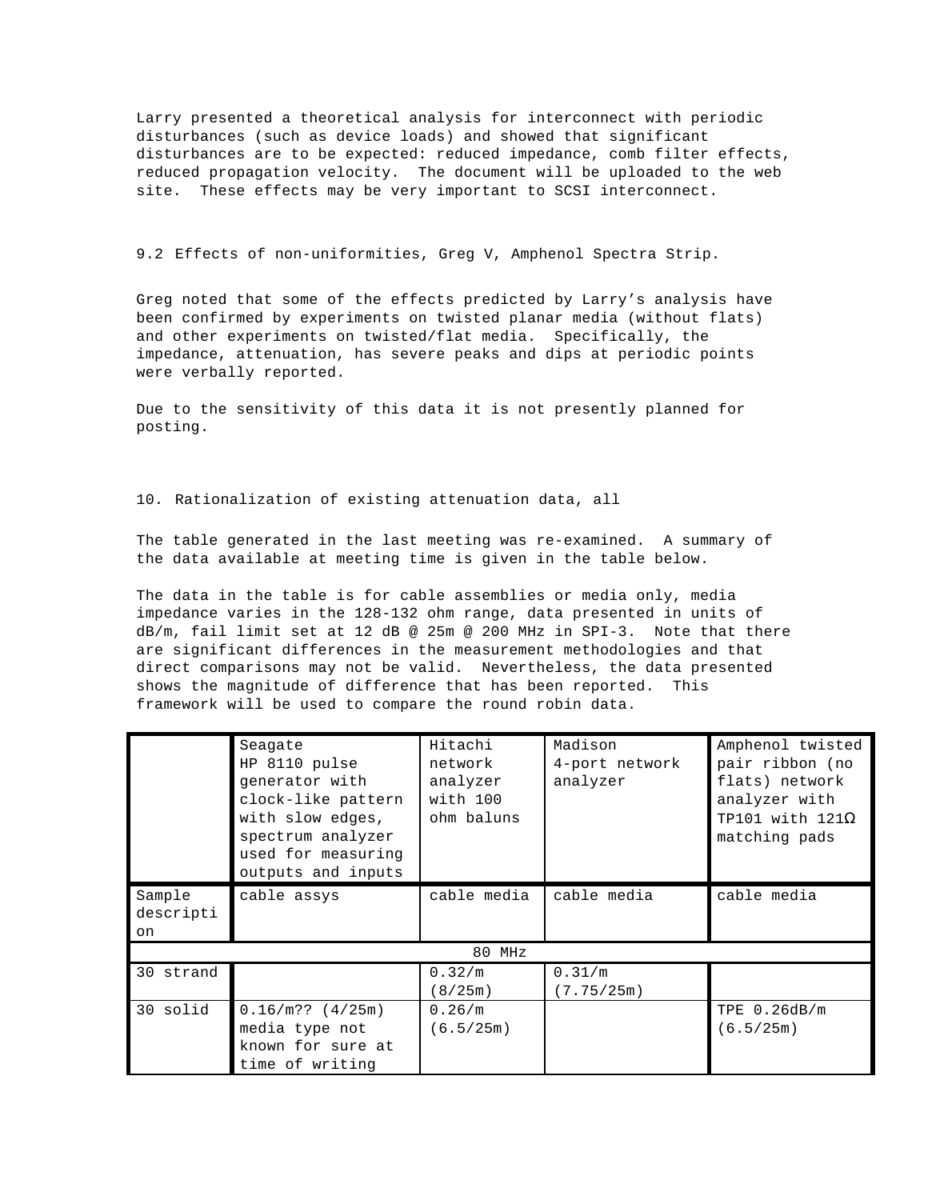Larry presented a theoretical analysis for interconnect with periodic disturbances (such as device loads) and showed that significant disturbances are to be expected: reduced impedance, comb filter effects, reduced propagation velocity. The document will be uploaded to the web site. These effects may be very important to SCSI interconnect.

9.2 Effects of non-uniformities, Greg V, Amphenol Spectra Strip.

Greg noted that some of the effects predicted by Larry's analysis have been confirmed by experiments on twisted planar media (without flats) and other experiments on twisted/flat media. Specifically, the impedance, attenuation, has severe peaks and dips at periodic points were verbally reported.

Due to the sensitivity of this data it is not presently planned for posting.

10. Rationalization of existing attenuation data, all

The table generated in the last meeting was re-examined. A summary of the data available at meeting time is given in the table below.

The data in the table is for cable assemblies or media only, media impedance varies in the 128-132 ohm range, data presented in units of dB/m, fail limit set at 12 dB @ 25m @ 200 MHz in SPI-3. Note that there are significant differences in the measurement methodologies and that direct comparisons may not be valid. Nevertheless, the data presented shows the magnitude of difference that has been reported. This framework will be used to compare the round robin data.

| | Seagate HP 8110 pulse generator with clock-like pattern with slow edges, spectrum analyzer used for measuring outputs and inputs | Hitachi network analyzer with 100 ohm baluns | Madison 4-port network analyzer | Amphenol twisted pair ribbon (no flats) network analyzer with TP101 with 121Ω matching pads |
|---|---|---|---|---|
| Sample description | cable assys | cable media | cable media | cable media |
| 80 MHz | | | | |
| 30 strand | | 0.32/m (8/25m) | 0.31/m (7.75/25m) | |
| 30 solid | 0.16/m?? (4/25m) media type not known for sure at time of writing | 0.26/m (6.5/25m) | | TPE 0.26dB/m (6.5/25m) |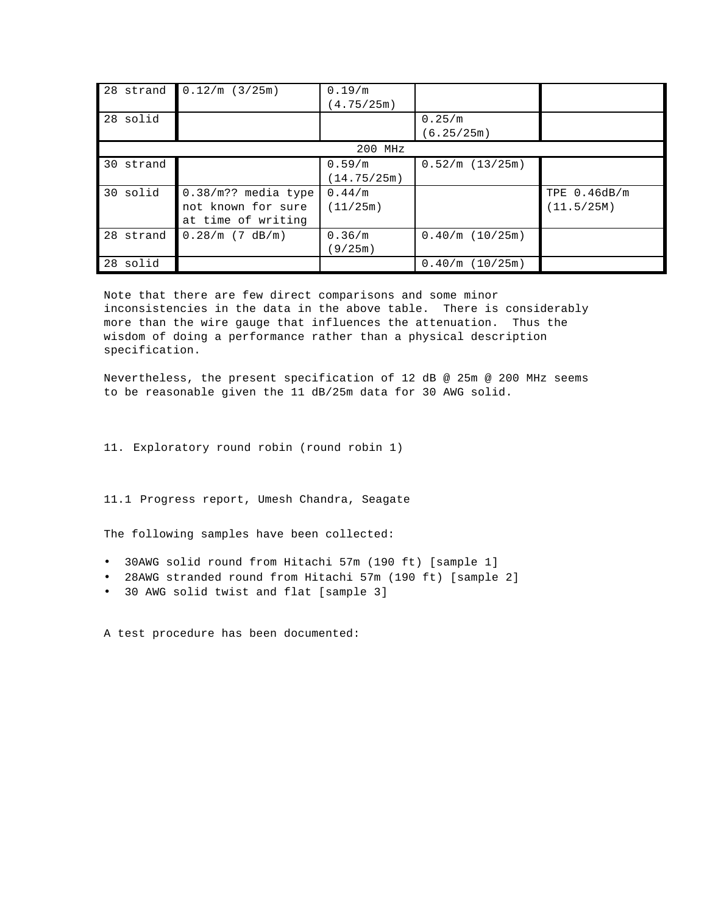| | | | | |
|---|---|---|---|---|
| 28 strand | 0.12/m (3/25m) | 0.19/m (4.75/25m) | | |
| 28 solid | | | 0.25/m (6.25/25m) | |
| 200 MHz | | | | |
| 30 strand | | 0.59/m (14.75/25m) | 0.52/m (13/25m) | |
| 30 solid | 0.38/m?? media type not known for sure at time of writing | 0.44/m (11/25m) | | TPE 0.46dB/m (11.5/25M) |
| 28 strand | 0.28/m (7 dB/m) | 0.36/m (9/25m) | 0.40/m (10/25m) | |
| 28 solid | | | 0.40/m (10/25m) | |

Note that there are few direct comparisons and some minor inconsistencies in the data in the above table. There is considerably more than the wire gauge that influences the attenuation. Thus the wisdom of doing a performance rather than a physical description specification.

Nevertheless, the present specification of 12 dB @ 25m @ 200 MHz seems to be reasonable given the 11 dB/25m data for 30 AWG solid.

## 11. Exploratory round robin (round robin 1)

### 11.1 Progress report, Umesh Chandra, Seagate

The following samples have been collected:

- 30AWG solid round from Hitachi 57m (190 ft) [sample 1]
- 28AWG stranded round from Hitachi 57m (190 ft) [sample 2]
- 30 AWG solid twist and flat [sample 3]

A test procedure has been documented: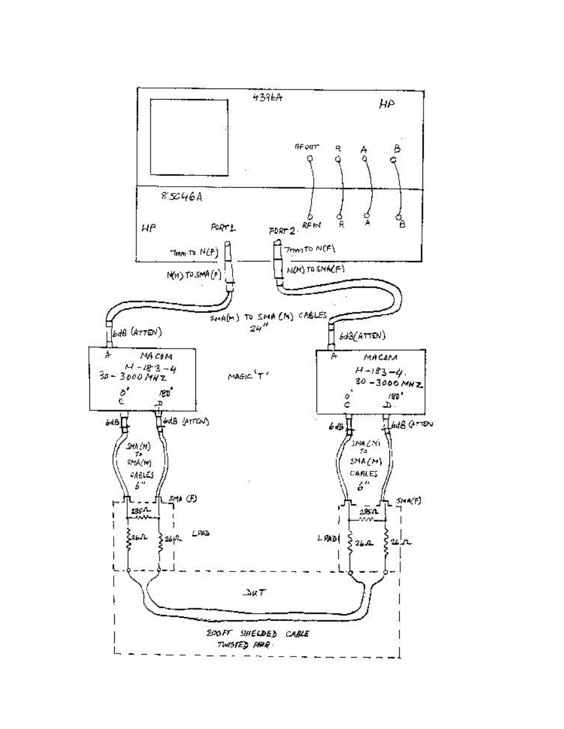4396A HP

RF OUT R A B

85046A

RF IN R A B

HP PORT 1 PORT 2

7mm TO N(F) 7mm TO N(F)

N(M) TO SMA(F) N(M) TO SMA(F)

SMA(M) TO SMA(M) CABLES 24"

6dB (ATTEN) 6dB (ATTEN)

A MACOM H-183-4 30-3000 MHZ 0° C 180° D

MAGIC 'T'

A MACOM H-183-4 30-3000 MHZ 0° C 180° D

6dB 6dB (ATTEN) 6dB 6dB (ATTEN)

SMA(M) TO SMA(M) CABLES 6" SMA(M) TO SMA(M) CABLES 6"

SMA (F) SMA(F)

235Ω 235Ω

26Ω 26Ω L PAD L PAD 26Ω 26Ω

DUT

200 FT SHIELDED CABLE TWISTED PAIR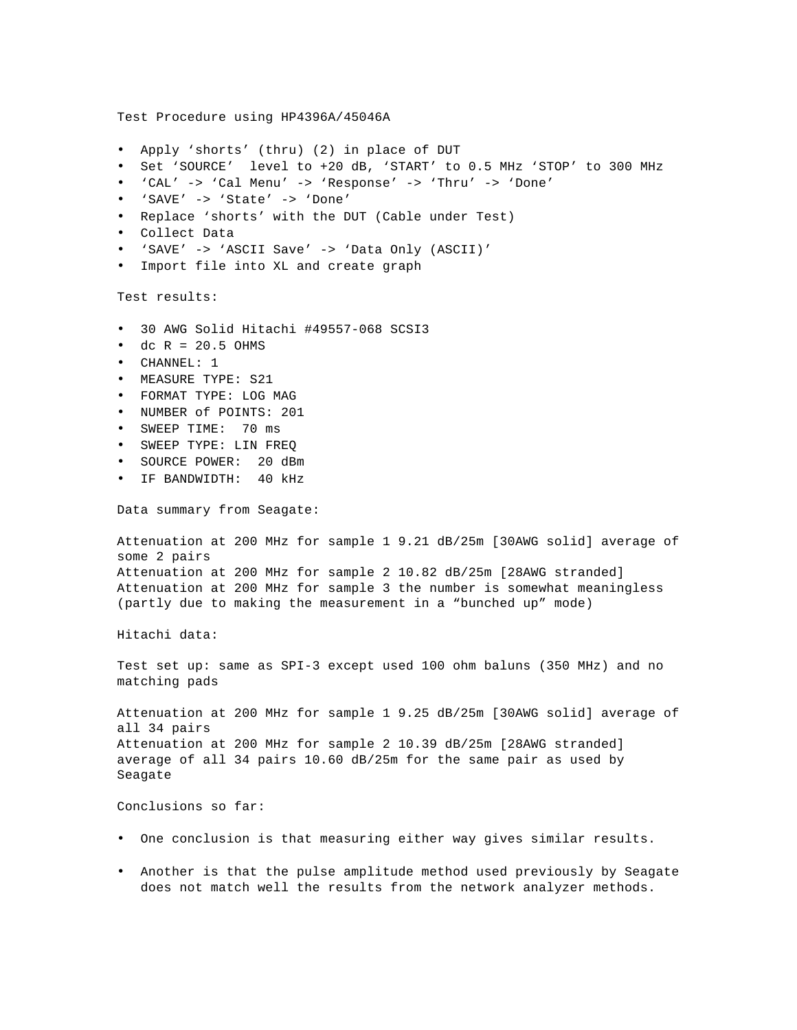Test Procedure using HP4396A/45046A

- Apply 'shorts' (thru) (2) in place of DUT
- Set 'SOURCE' level to +20 dB, 'START' to 0.5 MHz 'STOP' to 300 MHz
- 'CAL' -> 'Cal Menu' -> 'Response' -> 'Thru' -> 'Done'
- 'SAVE' -> 'State' -> 'Done'
- Replace 'shorts' with the DUT (Cable under Test)
- Collect Data
- 'SAVE' -> 'ASCII Save' -> 'Data Only (ASCII)'
- Import file into XL and create graph

Test results:

- 30 AWG Solid Hitachi #49557-068 SCSI3
- dc R = 20.5 OHMS
- CHANNEL: 1
- MEASURE TYPE: S21
- FORMAT TYPE: LOG MAG
- NUMBER of POINTS: 201
- SWEEP TIME: 70 ms
- SWEEP TYPE: LIN FREQ
- SOURCE POWER: 20 dBm
- IF BANDWIDTH: 40 kHz

Data summary from Seagate:

Attenuation at 200 MHz for sample 1 9.21 dB/25m [30AWG solid] average of some 2 pairs
Attenuation at 200 MHz for sample 2 10.82 dB/25m [28AWG stranded]
Attenuation at 200 MHz for sample 3 the number is somewhat meaningless (partly due to making the measurement in a "bunched up" mode)

Hitachi data:

Test set up: same as SPI-3 except used 100 ohm baluns (350 MHz) and no matching pads

Attenuation at 200 MHz for sample 1 9.25 dB/25m [30AWG solid] average of all 34 pairs
Attenuation at 200 MHz for sample 2 10.39 dB/25m [28AWG stranded] average of all 34 pairs 10.60 dB/25m for the same pair as used by Seagate

Conclusions so far:

- One conclusion is that measuring either way gives similar results.
- Another is that the pulse amplitude method used previously by Seagate does not match well the results from the network analyzer methods.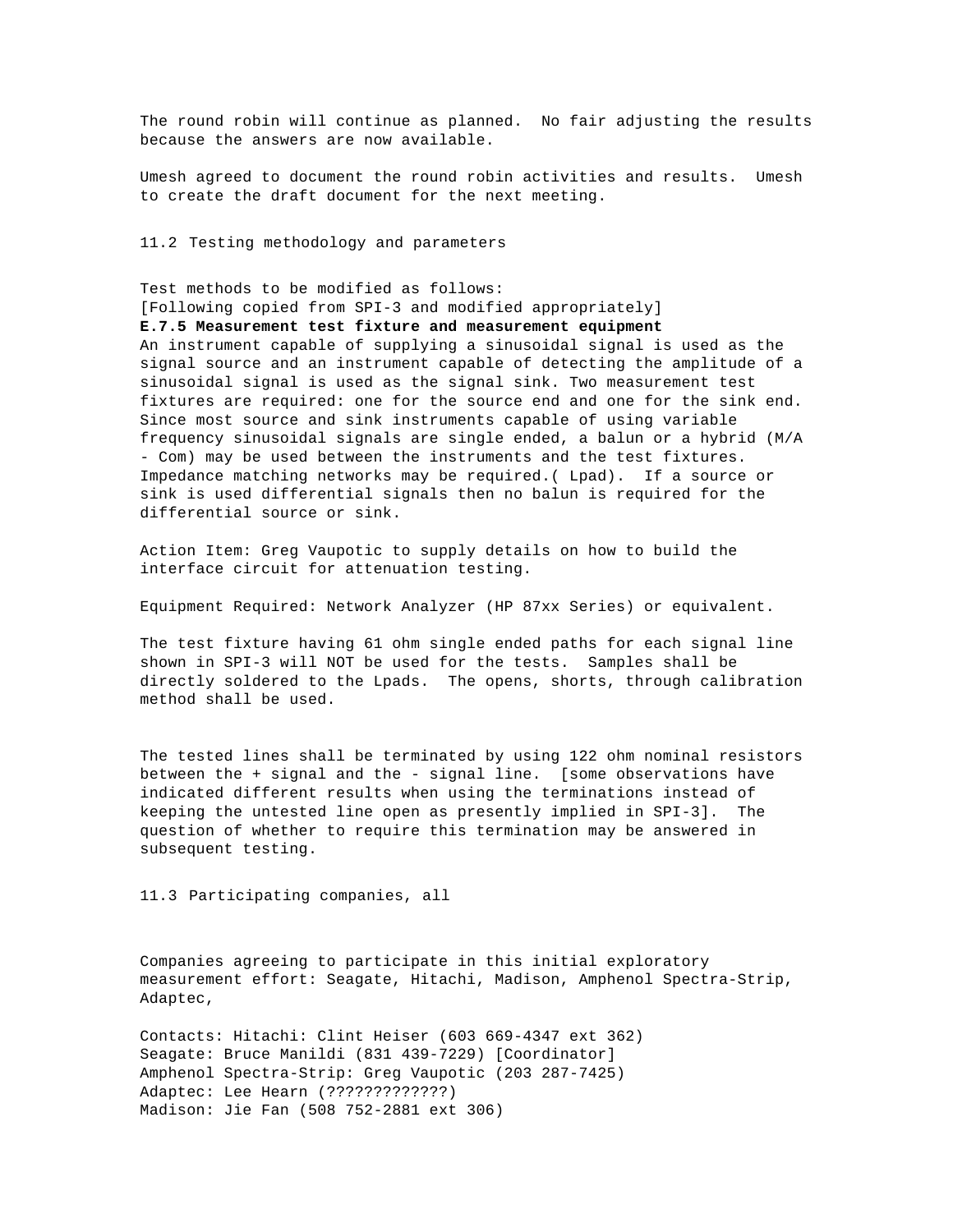The round robin will continue as planned. No fair adjusting the results because the answers are now available.

Umesh agreed to document the round robin activities and results. Umesh to create the draft document for the next meeting.

11.2 Testing methodology and parameters

Test methods to be modified as follows:
[Following copied from SPI-3 and modified appropriately]
**E.7.5 Measurement test fixture and measurement equipment**
An instrument capable of supplying a sinusoidal signal is used as the signal source and an instrument capable of detecting the amplitude of a sinusoidal signal is used as the signal sink. Two measurement test fixtures are required: one for the source end and one for the sink end. Since most source and sink instruments capable of using variable frequency sinusoidal signals are single ended, a balun or a hybrid (M/A - Com) may be used between the instruments and the test fixtures. Impedance matching networks may be required.( Lpad). If a source or sink is used differential signals then no balun is required for the differential source or sink.

Action Item: Greg Vaupotic to supply details on how to build the interface circuit for attenuation testing.

Equipment Required: Network Analyzer (HP 87xx Series) or equivalent.

The test fixture having 61 ohm single ended paths for each signal line shown in SPI-3 will NOT be used for the tests. Samples shall be directly soldered to the Lpads. The opens, shorts, through calibration method shall be used.

The tested lines shall be terminated by using 122 ohm nominal resistors between the + signal and the - signal line. [some observations have indicated different results when using the terminations instead of keeping the untested line open as presently implied in SPI-3]. The question of whether to require this termination may be answered in subsequent testing.

11.3 Participating companies, all

Companies agreeing to participate in this initial exploratory measurement effort: Seagate, Hitachi, Madison, Amphenol Spectra-Strip, Adaptec,

Contacts: Hitachi: Clint Heiser (603 669-4347 ext 362)
Seagate: Bruce Manildi (831 439-7229) [Coordinator]
Amphenol Spectra-Strip: Greg Vaupotic (203 287-7425)
Adaptec: Lee Hearn (?????????????)
Madison: Jie Fan (508 752-2881 ext 306)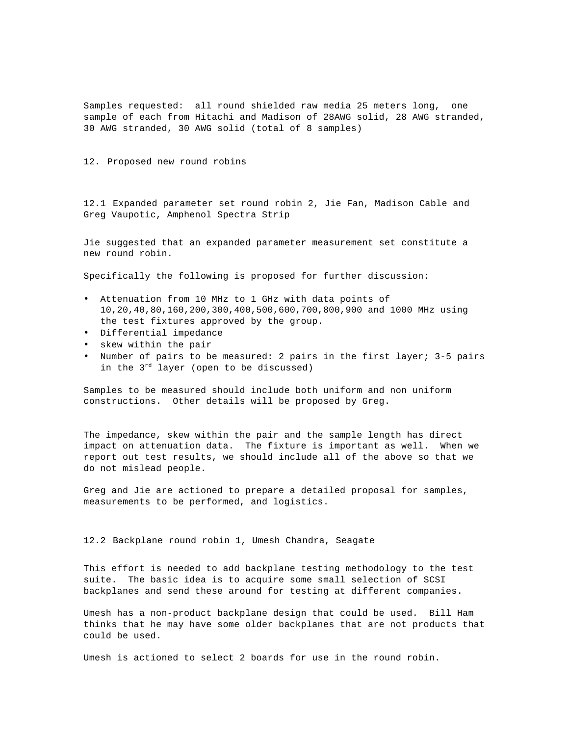Samples requested: all round shielded raw media 25 meters long, one sample of each from Hitachi and Madison of 28AWG solid, 28 AWG stranded, 30 AWG stranded, 30 AWG solid (total of 8 samples)

## 12. Proposed new round robins

### 12.1 Expanded parameter set round robin 2, Jie Fan, Madison Cable and Greg Vaupotic, Amphenol Spectra Strip

Jie suggested that an expanded parameter measurement set constitute a new round robin.

Specifically the following is proposed for further discussion:

- Attenuation from 10 MHz to 1 GHz with data points of 10,20,40,80,160,200,300,400,500,600,700,800,900 and 1000 MHz using the test fixtures approved by the group.
- Differential impedance
- skew within the pair
- Number of pairs to be measured: 2 pairs in the first layer; 3-5 pairs in the 3rd layer (open to be discussed)

Samples to be measured should include both uniform and non uniform constructions. Other details will be proposed by Greg.

The impedance, skew within the pair and the sample length has direct impact on attenuation data. The fixture is important as well. When we report out test results, we should include all of the above so that we do not mislead people.

Greg and Jie are actioned to prepare a detailed proposal for samples, measurements to be performed, and logistics.

### 12.2 Backplane round robin 1, Umesh Chandra, Seagate

This effort is needed to add backplane testing methodology to the test suite. The basic idea is to acquire some small selection of SCSI backplanes and send these around for testing at different companies.

Umesh has a non-product backplane design that could be used. Bill Ham thinks that he may have some older backplanes that are not products that could be used.

Umesh is actioned to select 2 boards for use in the round robin.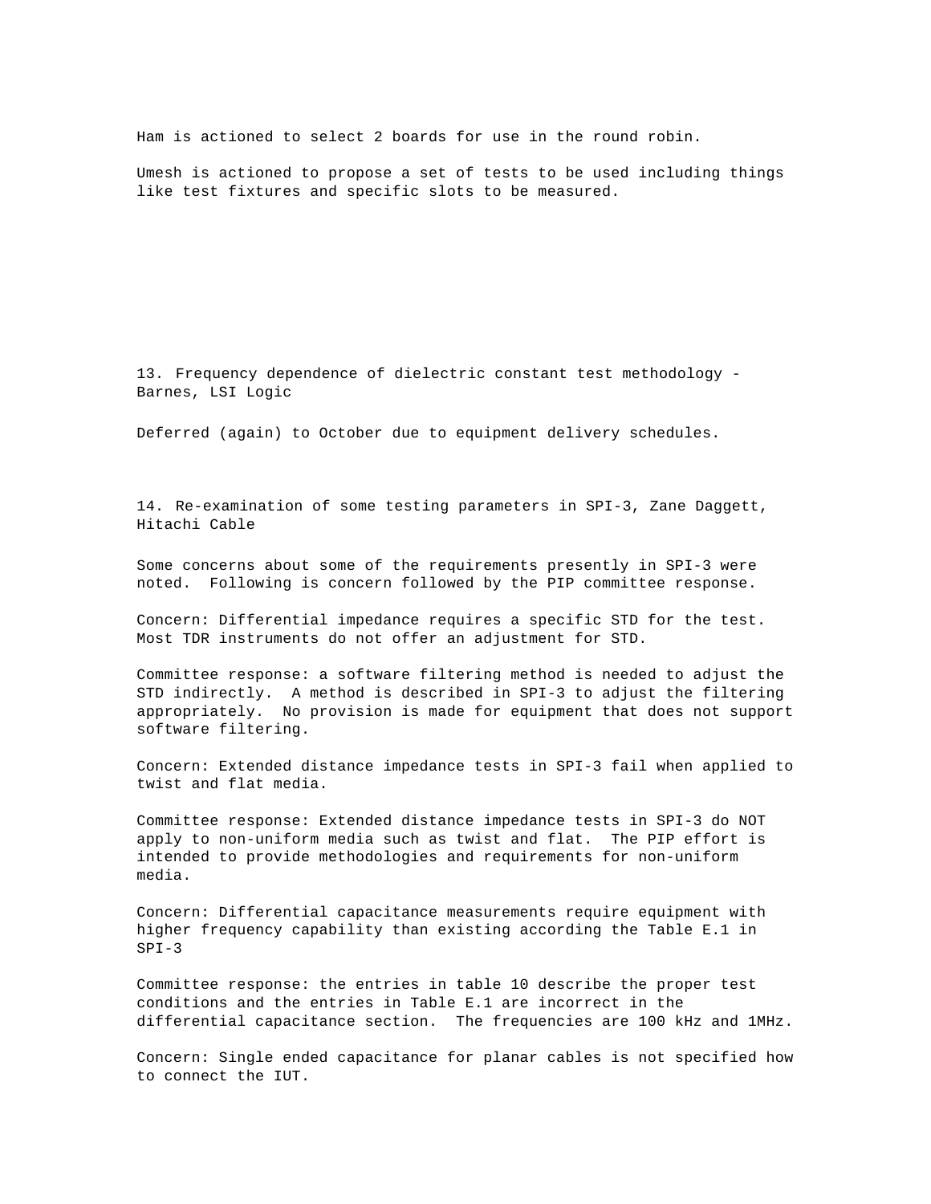Ham is actioned to select 2 boards for use in the round robin.

Umesh is actioned to propose a set of tests to be used including things like test fixtures and specific slots to be measured.

13. Frequency dependence of dielectric constant test methodology - Barnes, LSI Logic

Deferred (again) to October due to equipment delivery schedules.

14. Re-examination of some testing parameters in SPI-3, Zane Daggett, Hitachi Cable

Some concerns about some of the requirements presently in SPI-3 were noted. Following is concern followed by the PIP committee response.

Concern: Differential impedance requires a specific STD for the test. Most TDR instruments do not offer an adjustment for STD.

Committee response: a software filtering method is needed to adjust the STD indirectly. A method is described in SPI-3 to adjust the filtering appropriately. No provision is made for equipment that does not support software filtering.

Concern: Extended distance impedance tests in SPI-3 fail when applied to twist and flat media.

Committee response: Extended distance impedance tests in SPI-3 do NOT apply to non-uniform media such as twist and flat. The PIP effort is intended to provide methodologies and requirements for non-uniform media.

Concern: Differential capacitance measurements require equipment with higher frequency capability than existing according the Table E.1 in SPI-3

Committee response: the entries in table 10 describe the proper test conditions and the entries in Table E.1 are incorrect in the differential capacitance section. The frequencies are 100 kHz and 1MHz.

Concern: Single ended capacitance for planar cables is not specified how to connect the IUT.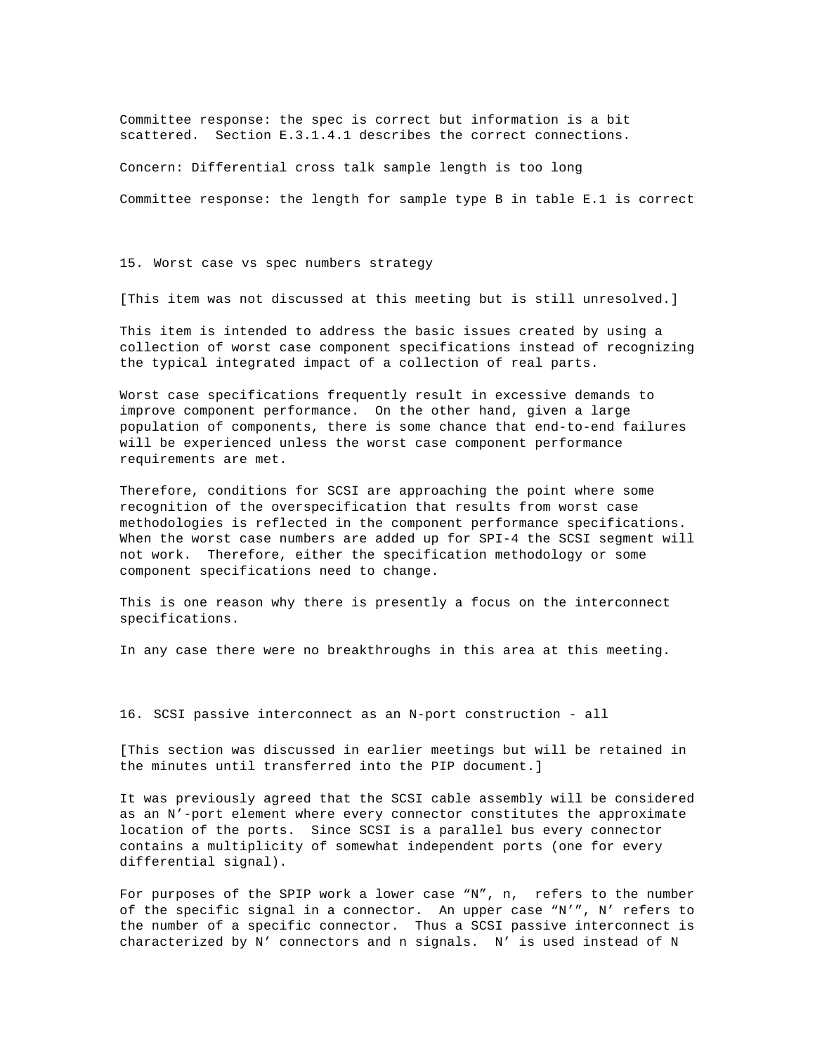Committee response: the spec is correct but information is a bit scattered. Section E.3.1.4.1 describes the correct connections.

Concern: Differential cross talk sample length is too long

Committee response: the length for sample type B in table E.1 is correct

## 15. Worst case vs spec numbers strategy

[This item was not discussed at this meeting but is still unresolved.]

This item is intended to address the basic issues created by using a collection of worst case component specifications instead of recognizing the typical integrated impact of a collection of real parts.

Worst case specifications frequently result in excessive demands to improve component performance. On the other hand, given a large population of components, there is some chance that end-to-end failures will be experienced unless the worst case component performance requirements are met.

Therefore, conditions for SCSI are approaching the point where some recognition of the overspecification that results from worst case methodologies is reflected in the component performance specifications. When the worst case numbers are added up for SPI-4 the SCSI segment will not work. Therefore, either the specification methodology or some component specifications need to change.

This is one reason why there is presently a focus on the interconnect specifications.

In any case there were no breakthroughs in this area at this meeting.

## 16. SCSI passive interconnect as an N-port construction - all

[This section was discussed in earlier meetings but will be retained in the minutes until transferred into the PIP document.]

It was previously agreed that the SCSI cable assembly will be considered as an N'-port element where every connector constitutes the approximate location of the ports. Since SCSI is a parallel bus every connector contains a multiplicity of somewhat independent ports (one for every differential signal).

For purposes of the SPIP work a lower case “N”, n, refers to the number of the specific signal in a connector. An upper case “N'”, N' refers to the number of a specific connector. Thus a SCSI passive interconnect is characterized by N' connectors and n signals. N' is used instead of N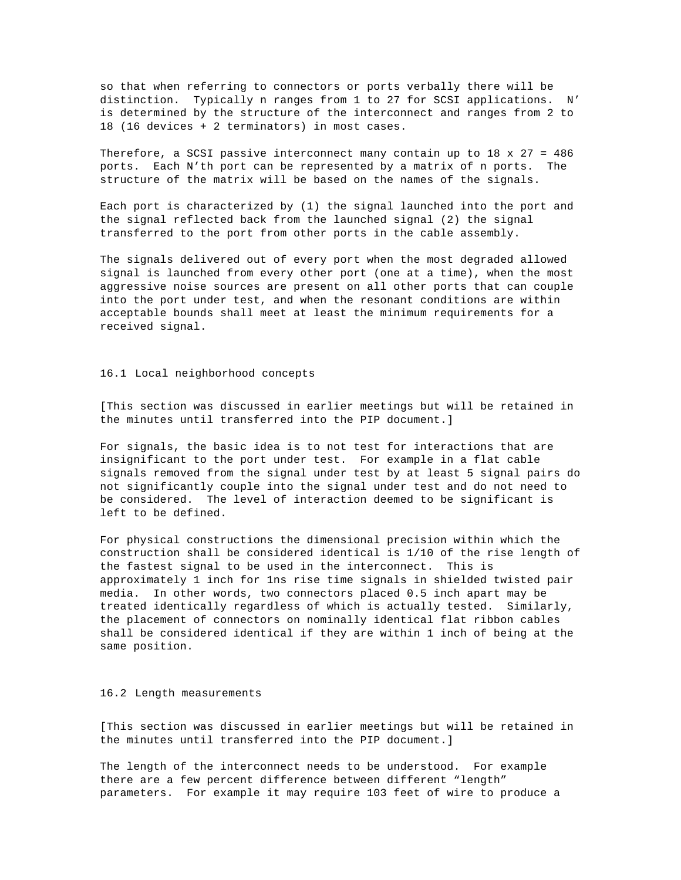so that when referring to connectors or ports verbally there will be distinction. Typically n ranges from 1 to 27 for SCSI applications. N' is determined by the structure of the interconnect and ranges from 2 to 18 (16 devices + 2 terminators) in most cases.

Therefore, a SCSI passive interconnect many contain up to 18 x 27 = 486 ports. Each N'th port can be represented by a matrix of n ports. The structure of the matrix will be based on the names of the signals.

Each port is characterized by (1) the signal launched into the port and the signal reflected back from the launched signal (2) the signal transferred to the port from other ports in the cable assembly.

The signals delivered out of every port when the most degraded allowed signal is launched from every other port (one at a time), when the most aggressive noise sources are present on all other ports that can couple into the port under test, and when the resonant conditions are within acceptable bounds shall meet at least the minimum requirements for a received signal.

## 16.1 Local neighborhood concepts

[This section was discussed in earlier meetings but will be retained in the minutes until transferred into the PIP document.]

For signals, the basic idea is to not test for interactions that are insignificant to the port under test. For example in a flat cable signals removed from the signal under test by at least 5 signal pairs do not significantly couple into the signal under test and do not need to be considered. The level of interaction deemed to be significant is left to be defined.

For physical constructions the dimensional precision within which the construction shall be considered identical is 1/10 of the rise length of the fastest signal to be used in the interconnect. This is approximately 1 inch for 1ns rise time signals in shielded twisted pair media. In other words, two connectors placed 0.5 inch apart may be treated identically regardless of which is actually tested. Similarly, the placement of connectors on nominally identical flat ribbon cables shall be considered identical if they are within 1 inch of being at the same position.

## 16.2 Length measurements

[This section was discussed in earlier meetings but will be retained in the minutes until transferred into the PIP document.]

The length of the interconnect needs to be understood. For example there are a few percent difference between different "length" parameters. For example it may require 103 feet of wire to produce a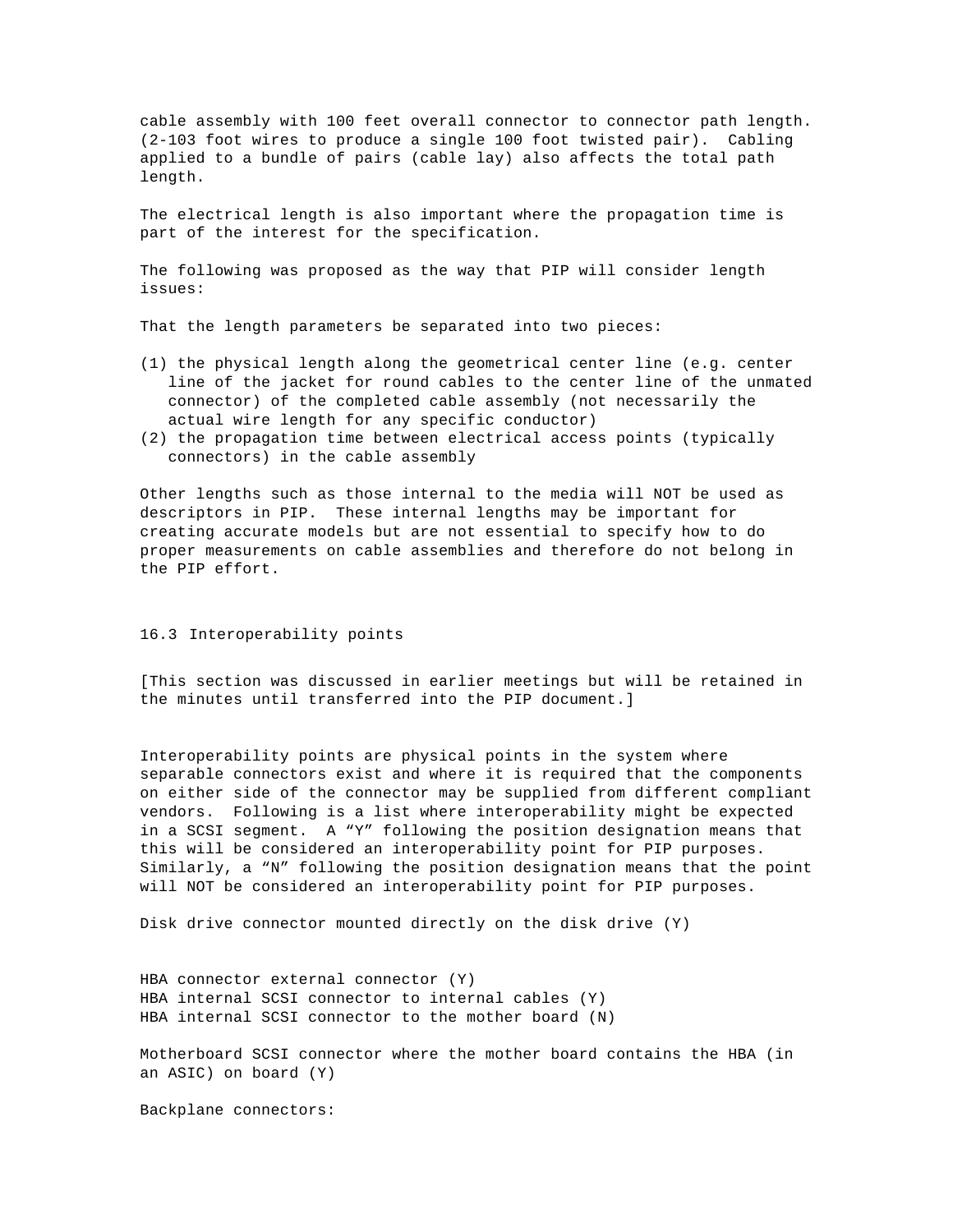cable assembly with 100 feet overall connector to connector path length. (2-103 foot wires to produce a single 100 foot twisted pair). Cabling applied to a bundle of pairs (cable lay) also affects the total path length.

The electrical length is also important where the propagation time is part of the interest for the specification.

The following was proposed as the way that PIP will consider length issues:

That the length parameters be separated into two pieces:

(1) the physical length along the geometrical center line (e.g. center line of the jacket for round cables to the center line of the unmated connector) of the completed cable assembly (not necessarily the actual wire length for any specific conductor)
(2) the propagation time between electrical access points (typically connectors) in the cable assembly

Other lengths such as those internal to the media will NOT be used as descriptors in PIP. These internal lengths may be important for creating accurate models but are not essential to specify how to do proper measurements on cable assemblies and therefore do not belong in the PIP effort.

## 16.3 Interoperability points

[This section was discussed in earlier meetings but will be retained in the minutes until transferred into the PIP document.]

Interoperability points are physical points in the system where separable connectors exist and where it is required that the components on either side of the connector may be supplied from different compliant vendors. Following is a list where interoperability might be expected in a SCSI segment. A “Y” following the position designation means that this will be considered an interoperability point for PIP purposes. Similarly, a “N” following the position designation means that the point will NOT be considered an interoperability point for PIP purposes.

Disk drive connector mounted directly on the disk drive (Y)

HBA connector external connector (Y)
HBA internal SCSI connector to internal cables (Y)
HBA internal SCSI connector to the mother board (N)

Motherboard SCSI connector where the mother board contains the HBA (in an ASIC) on board (Y)

Backplane connectors: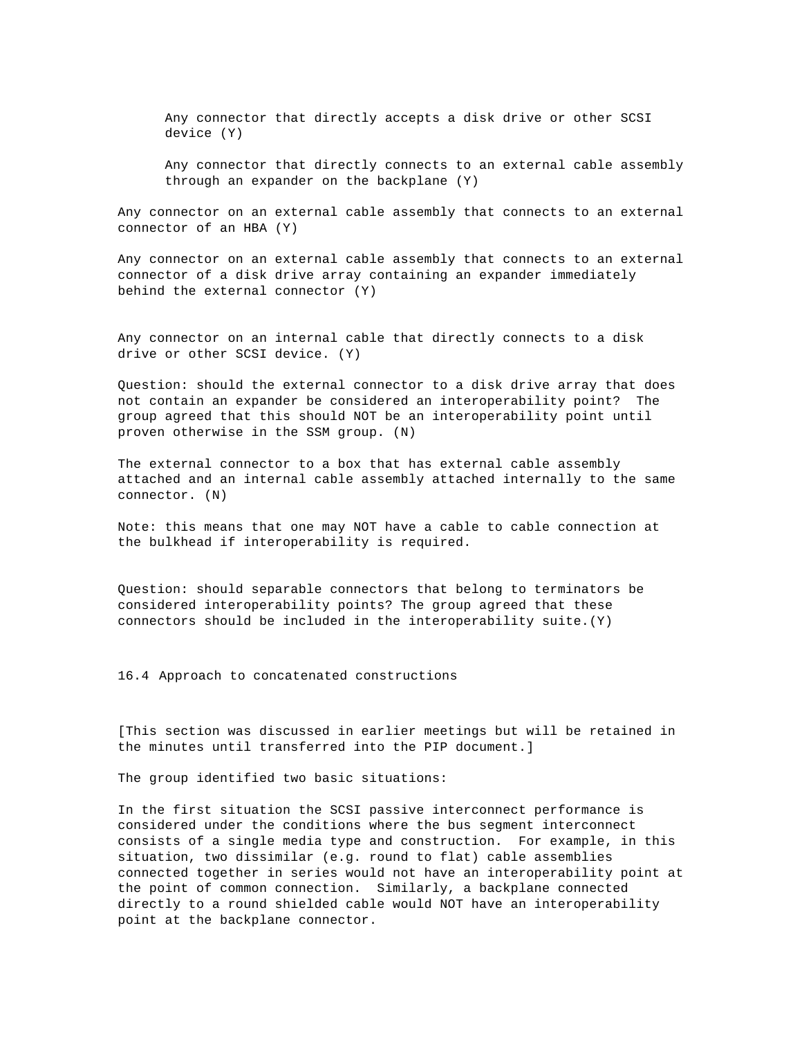Any connector that directly accepts a disk drive or other SCSI device (Y)

Any connector that directly connects to an external cable assembly through an expander on the backplane (Y)

Any connector on an external cable assembly that connects to an external connector of an HBA (Y)

Any connector on an external cable assembly that connects to an external connector of a disk drive array containing an expander immediately behind the external connector (Y)

Any connector on an internal cable that directly connects to a disk drive or other SCSI device. (Y)

Question: should the external connector to a disk drive array that does not contain an expander be considered an interoperability point? The group agreed that this should NOT be an interoperability point until proven otherwise in the SSM group. (N)

The external connector to a box that has external cable assembly attached and an internal cable assembly attached internally to the same connector. (N)

Note: this means that one may NOT have a cable to cable connection at the bulkhead if interoperability is required.

Question: should separable connectors that belong to terminators be considered interoperability points? The group agreed that these connectors should be included in the interoperability suite.(Y)

## 16.4 Approach to concatenated constructions

[This section was discussed in earlier meetings but will be retained in the minutes until transferred into the PIP document.]

The group identified two basic situations:

In the first situation the SCSI passive interconnect performance is considered under the conditions where the bus segment interconnect consists of a single media type and construction. For example, in this situation, two dissimilar (e.g. round to flat) cable assemblies connected together in series would not have an interoperability point at the point of common connection. Similarly, a backplane connected directly to a round shielded cable would NOT have an interoperability point at the backplane connector.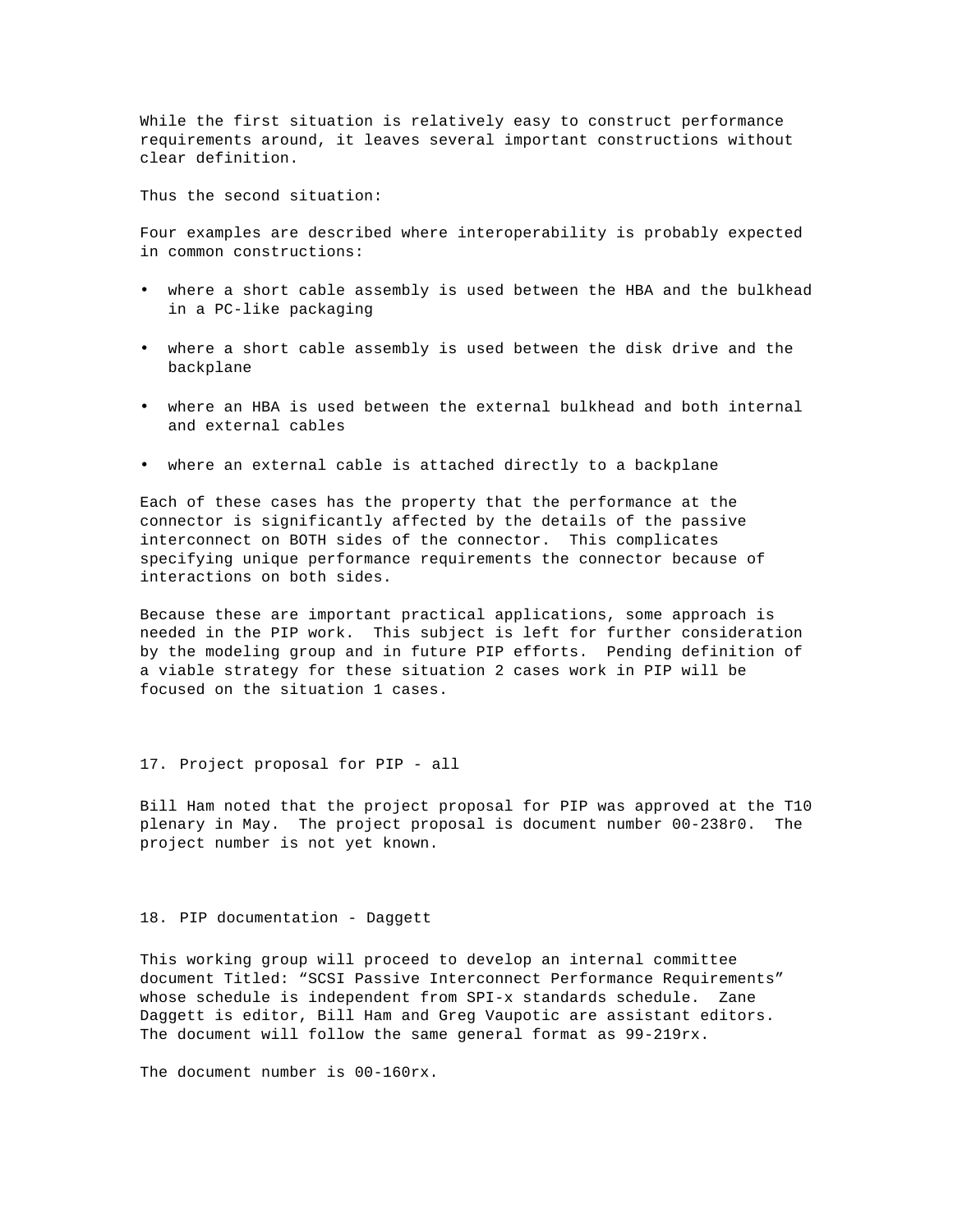While the first situation is relatively easy to construct performance requirements around, it leaves several important constructions without clear definition.

Thus the second situation:

Four examples are described where interoperability is probably expected in common constructions:

- where a short cable assembly is used between the HBA and the bulkhead in a PC-like packaging
- where a short cable assembly is used between the disk drive and the backplane
- where an HBA is used between the external bulkhead and both internal and external cables
- where an external cable is attached directly to a backplane

Each of these cases has the property that the performance at the connector is significantly affected by the details of the passive interconnect on BOTH sides of the connector. This complicates specifying unique performance requirements the connector because of interactions on both sides.

Because these are important practical applications, some approach is needed in the PIP work. This subject is left for further consideration by the modeling group and in future PIP efforts. Pending definition of a viable strategy for these situation 2 cases work in PIP will be focused on the situation 1 cases.

## 17. Project proposal for PIP - all

Bill Ham noted that the project proposal for PIP was approved at the T10 plenary in May. The project proposal is document number 00-238r0. The project number is not yet known.

## 18. PIP documentation - Daggett

This working group will proceed to develop an internal committee document Titled: “SCSI Passive Interconnect Performance Requirements” whose schedule is independent from SPI-x standards schedule. Zane Daggett is editor, Bill Ham and Greg Vaupotic are assistant editors. The document will follow the same general format as 99-219rx.

The document number is 00-160rx.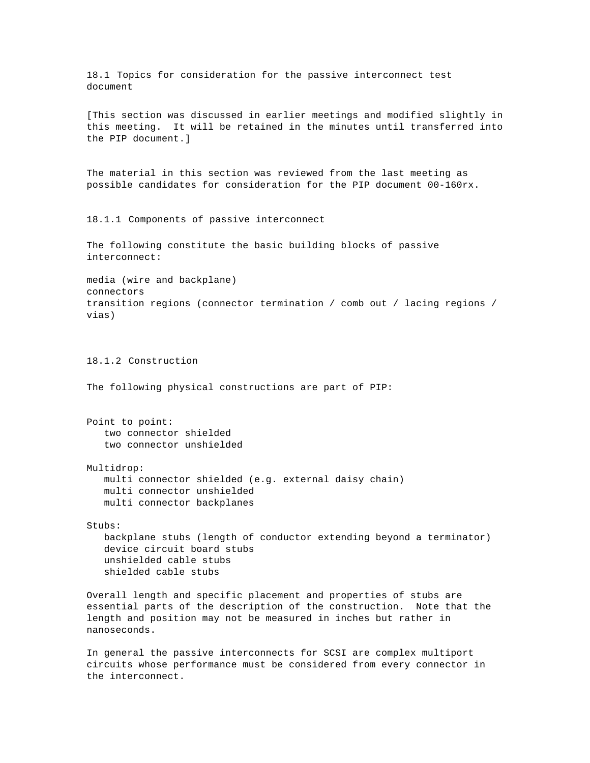## 18.1 Topics for consideration for the passive interconnect test document

[This section was discussed in earlier meetings and modified slightly in this meeting. It will be retained in the minutes until transferred into the PIP document.]

The material in this section was reviewed from the last meeting as possible candidates for consideration for the PIP document 00-160rx.

### 18.1.1 Components of passive interconnect

The following constitute the basic building blocks of passive interconnect:

media (wire and backplane)
connectors
transition regions (connector termination / comb out / lacing regions / vias)

### 18.1.2 Construction

The following physical constructions are part of PIP:

Point to point:
- two connector shielded
- two connector unshielded

Multidrop:
- multi connector shielded (e.g. external daisy chain)
- multi connector unshielded
- multi connector backplanes

Stubs:
- backplane stubs (length of conductor extending beyond a terminator)
- device circuit board stubs
- unshielded cable stubs
- shielded cable stubs

Overall length and specific placement and properties of stubs are essential parts of the description of the construction. Note that the length and position may not be measured in inches but rather in nanoseconds.

In general the passive interconnects for SCSI are complex multiport circuits whose performance must be considered from every connector in the interconnect.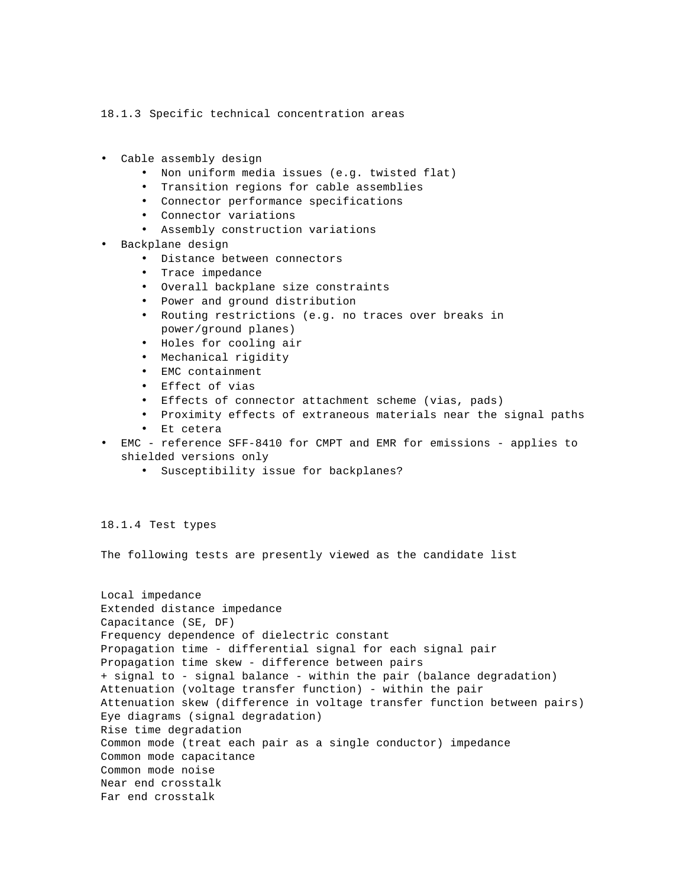### 18.1.3 Specific technical concentration areas

- Cable assembly design
  - Non uniform media issues (e.g. twisted flat)
  - Transition regions for cable assemblies
  - Connector performance specifications
  - Connector variations
  - Assembly construction variations
- Backplane design
  - Distance between connectors
  - Trace impedance
  - Overall backplane size constraints
  - Power and ground distribution
  - Routing restrictions (e.g. no traces over breaks in power/ground planes)
  - Holes for cooling air
  - Mechanical rigidity
  - EMC containment
  - Effect of vias
  - Effects of connector attachment scheme (vias, pads)
  - Proximity effects of extraneous materials near the signal paths
  - Et cetera
- EMC - reference SFF-8410 for CMPT and EMR for emissions - applies to shielded versions only
  - Susceptibility issue for backplanes?

### 18.1.4 Test types

The following tests are presently viewed as the candidate list

Local impedance
Extended distance impedance
Capacitance (SE, DF)
Frequency dependence of dielectric constant
Propagation time - differential signal for each signal pair
Propagation time skew - difference between pairs
+ signal to - signal balance - within the pair (balance degradation)
Attenuation (voltage transfer function) - within the pair
Attenuation skew (difference in voltage transfer function between pairs)
Eye diagrams (signal degradation)
Rise time degradation
Common mode (treat each pair as a single conductor) impedance
Common mode capacitance
Common mode noise
Near end crosstalk
Far end crosstalk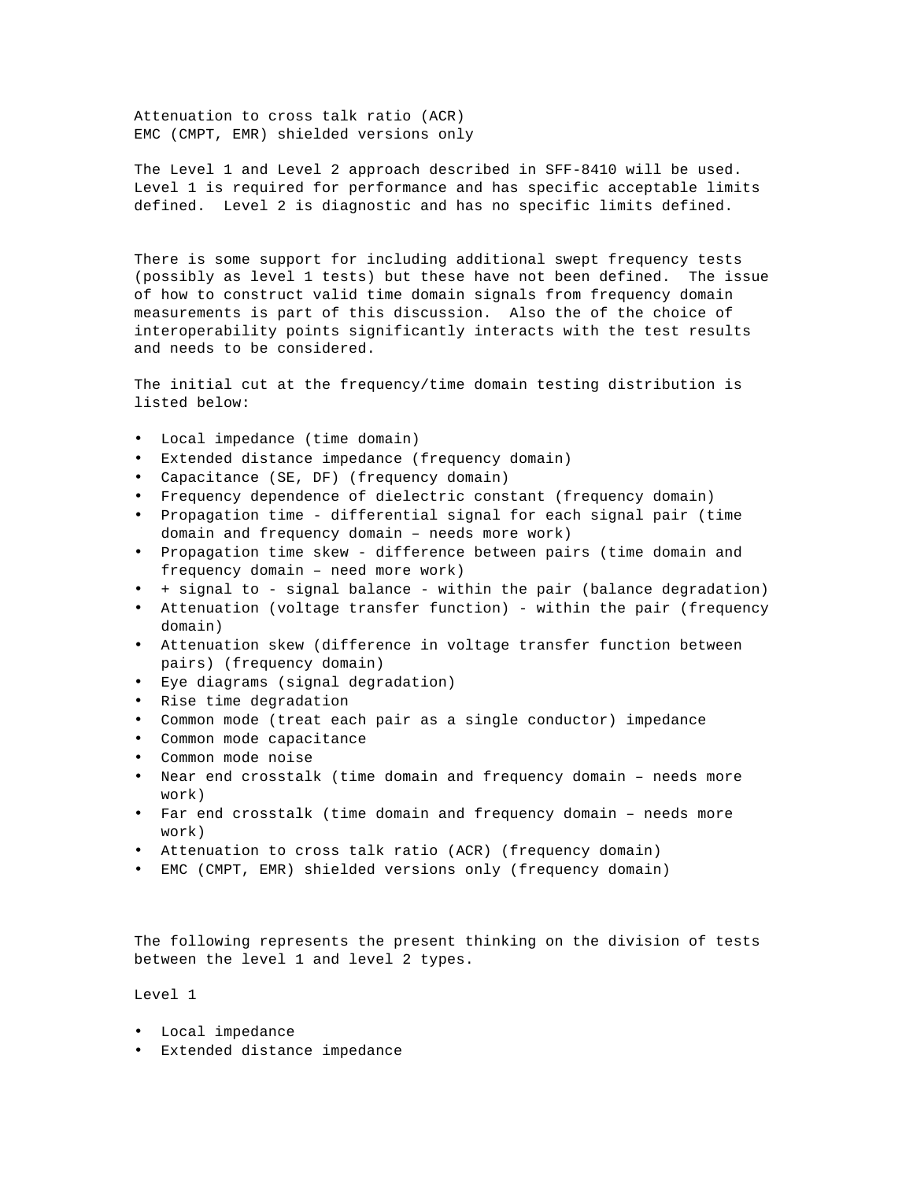Attenuation to cross talk ratio (ACR)
EMC (CMPT, EMR) shielded versions only

The Level 1 and Level 2 approach described in SFF-8410 will be used. Level 1 is required for performance and has specific acceptable limits defined. Level 2 is diagnostic and has no specific limits defined.

There is some support for including additional swept frequency tests (possibly as level 1 tests) but these have not been defined. The issue of how to construct valid time domain signals from frequency domain measurements is part of this discussion. Also the of the choice of interoperability points significantly interacts with the test results and needs to be considered.

The initial cut at the frequency/time domain testing distribution is listed below:

- Local impedance (time domain)
- Extended distance impedance (frequency domain)
- Capacitance (SE, DF) (frequency domain)
- Frequency dependence of dielectric constant (frequency domain)
- Propagation time - differential signal for each signal pair (time domain and frequency domain – needs more work)
- Propagation time skew - difference between pairs (time domain and frequency domain – need more work)
- + signal to - signal balance - within the pair (balance degradation)
- Attenuation (voltage transfer function) - within the pair (frequency domain)
- Attenuation skew (difference in voltage transfer function between pairs) (frequency domain)
- Eye diagrams (signal degradation)
- Rise time degradation
- Common mode (treat each pair as a single conductor) impedance
- Common mode capacitance
- Common mode noise
- Near end crosstalk (time domain and frequency domain – needs more work)
- Far end crosstalk (time domain and frequency domain – needs more work)
- Attenuation to cross talk ratio (ACR) (frequency domain)
- EMC (CMPT, EMR) shielded versions only (frequency domain)

The following represents the present thinking on the division of tests between the level 1 and level 2 types.

Level 1

- Local impedance
- Extended distance impedance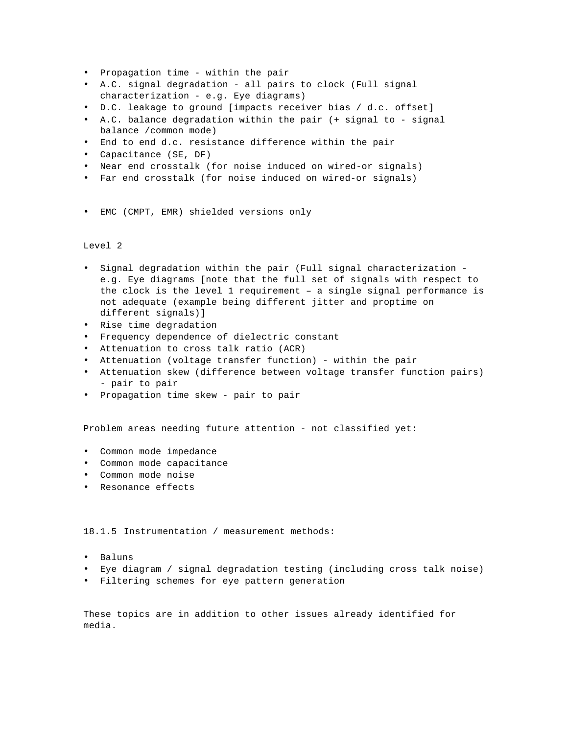- Propagation time - within the pair
- A.C. signal degradation - all pairs to clock (Full signal characterization - e.g. Eye diagrams)
- D.C. leakage to ground [impacts receiver bias / d.c. offset]
- A.C. balance degradation within the pair (+ signal to - signal balance /common mode)
- End to end d.c. resistance difference within the pair
- Capacitance (SE, DF)
- Near end crosstalk (for noise induced on wired-or signals)
- Far end crosstalk (for noise induced on wired-or signals)

- EMC (CMPT, EMR) shielded versions only

Level 2

- Signal degradation within the pair (Full signal characterization - e.g. Eye diagrams [note that the full set of signals with respect to the clock is the level 1 requirement – a single signal performance is not adequate (example being different jitter and proptime on different signals)]
- Rise time degradation
- Frequency dependence of dielectric constant
- Attenuation to cross talk ratio (ACR)
- Attenuation (voltage transfer function) - within the pair
- Attenuation skew (difference between voltage transfer function pairs) - pair to pair
- Propagation time skew - pair to pair

Problem areas needing future attention - not classified yet:

- Common mode impedance
- Common mode capacitance
- Common mode noise
- Resonance effects

18.1.5 Instrumentation / measurement methods:

- Baluns
- Eye diagram / signal degradation testing (including cross talk noise)
- Filtering schemes for eye pattern generation

These topics are in addition to other issues already identified for media.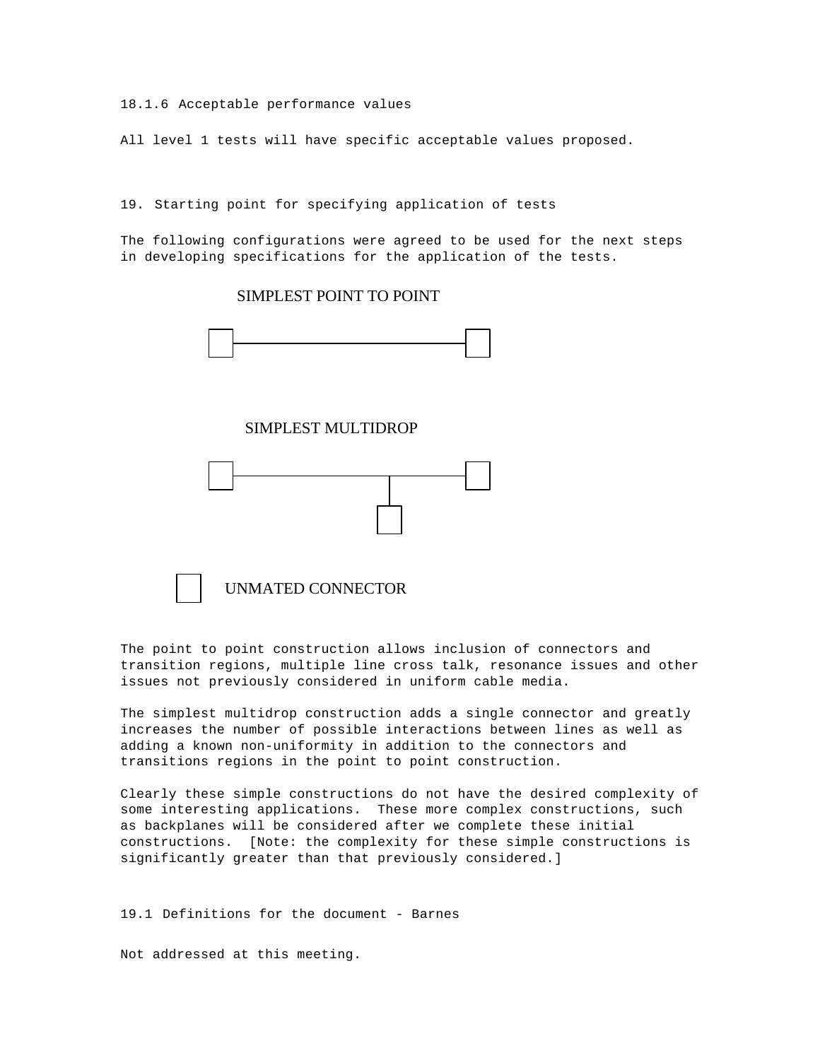18.1.6 Acceptable performance values

All level 1 tests will have specific acceptable values proposed.

19. Starting point for specifying application of tests

The following configurations were agreed to be used for the next steps in developing specifications for the application of the tests.

SIMPLEST POINT TO POINT

SIMPLEST MULTIDROP

UNMATED CONNECTOR

The point to point construction allows inclusion of connectors and transition regions, multiple line cross talk, resonance issues and other issues not previously considered in uniform cable media.

The simplest multidrop construction adds a single connector and greatly increases the number of possible interactions between lines as well as adding a known non-uniformity in addition to the connectors and transitions regions in the point to point construction.

Clearly these simple constructions do not have the desired complexity of some interesting applications. These more complex constructions, such as backplanes will be considered after we complete these initial constructions. [Note: the complexity for these simple constructions is significantly greater than that previously considered.]

19.1 Definitions for the document - Barnes

Not addressed at this meeting.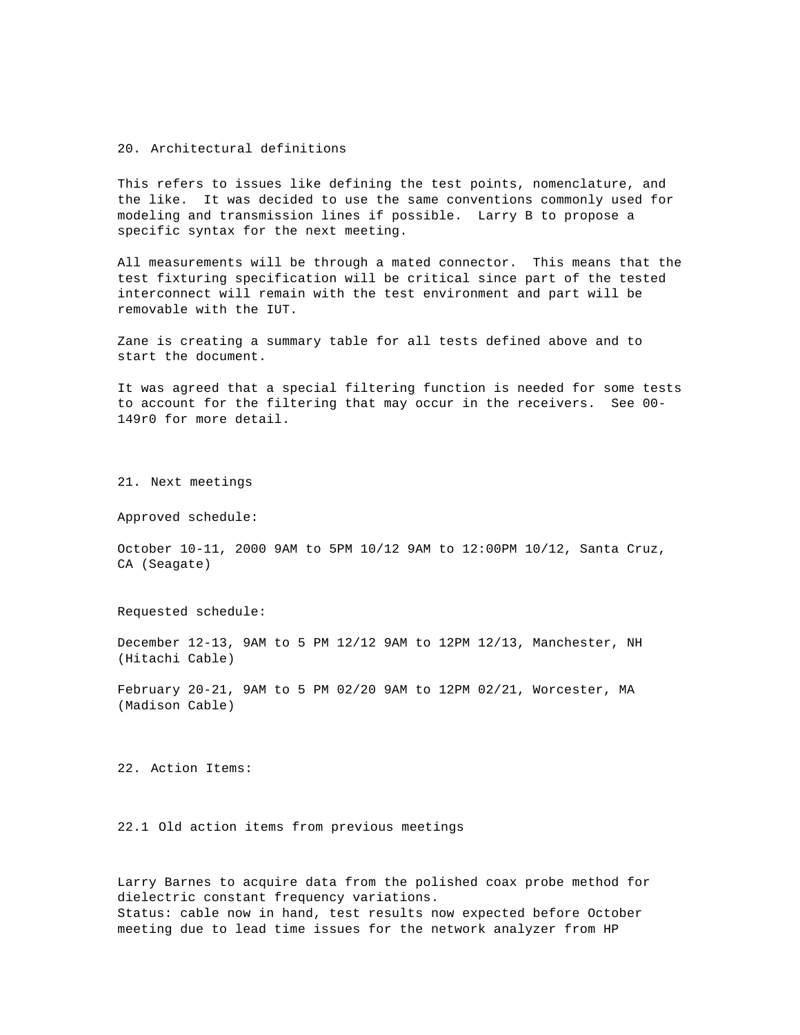## 20. Architectural definitions

This refers to issues like defining the test points, nomenclature, and the like. It was decided to use the same conventions commonly used for modeling and transmission lines if possible. Larry B to propose a specific syntax for the next meeting.

All measurements will be through a mated connector. This means that the test fixturing specification will be critical since part of the tested interconnect will remain with the test environment and part will be removable with the IUT.

Zane is creating a summary table for all tests defined above and to start the document.

It was agreed that a special filtering function is needed for some tests to account for the filtering that may occur in the receivers. See 00-149r0 for more detail.

## 21. Next meetings

Approved schedule:

October 10-11, 2000 9AM to 5PM 10/12 9AM to 12:00PM 10/12, Santa Cruz, CA (Seagate)

Requested schedule:

December 12-13, 9AM to 5 PM 12/12 9AM to 12PM 12/13, Manchester, NH (Hitachi Cable)

February 20-21, 9AM to 5 PM 02/20 9AM to 12PM 02/21, Worcester, MA (Madison Cable)

## 22. Action Items:

### 22.1 Old action items from previous meetings

Larry Barnes to acquire data from the polished coax probe method for dielectric constant frequency variations.
Status: cable now in hand, test results now expected before October meeting due to lead time issues for the network analyzer from HP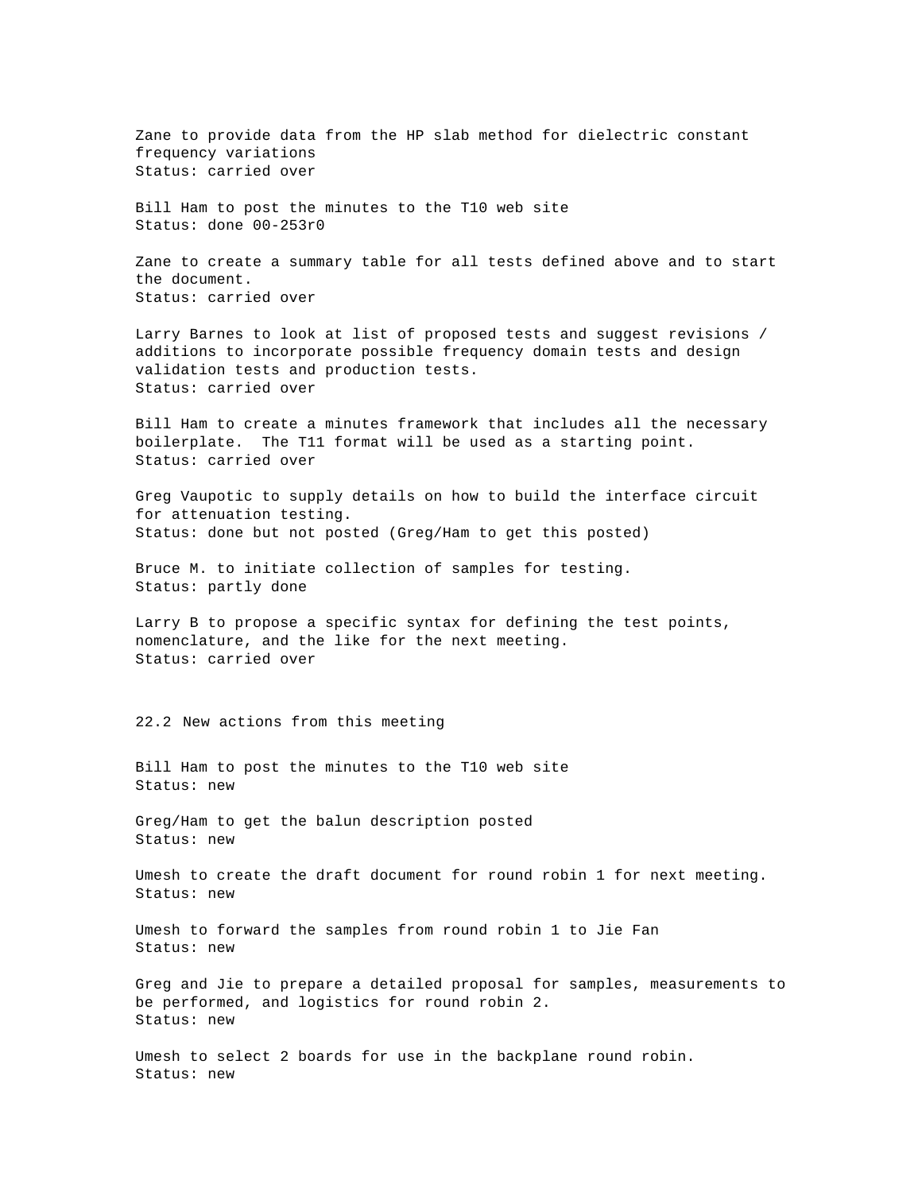Zane to provide data from the HP slab method for dielectric constant frequency variations
Status: carried over

Bill Ham to post the minutes to the T10 web site
Status: done 00-253r0

Zane to create a summary table for all tests defined above and to start the document.
Status: carried over

Larry Barnes to look at list of proposed tests and suggest revisions / additions to incorporate possible frequency domain tests and design validation tests and production tests.
Status: carried over

Bill Ham to create a minutes framework that includes all the necessary boilerplate. The T11 format will be used as a starting point.
Status: carried over

Greg Vaupotic to supply details on how to build the interface circuit for attenuation testing.
Status: done but not posted (Greg/Ham to get this posted)

Bruce M. to initiate collection of samples for testing.
Status: partly done

Larry B to propose a specific syntax for defining the test points, nomenclature, and the like for the next meeting.
Status: carried over

## 22.2 New actions from this meeting

Bill Ham to post the minutes to the T10 web site
Status: new

Greg/Ham to get the balun description posted
Status: new

Umesh to create the draft document for round robin 1 for next meeting.
Status: new

Umesh to forward the samples from round robin 1 to Jie Fan
Status: new

Greg and Jie to prepare a detailed proposal for samples, measurements to be performed, and logistics for round robin 2.
Status: new

Umesh to select 2 boards for use in the backplane round robin.
Status: new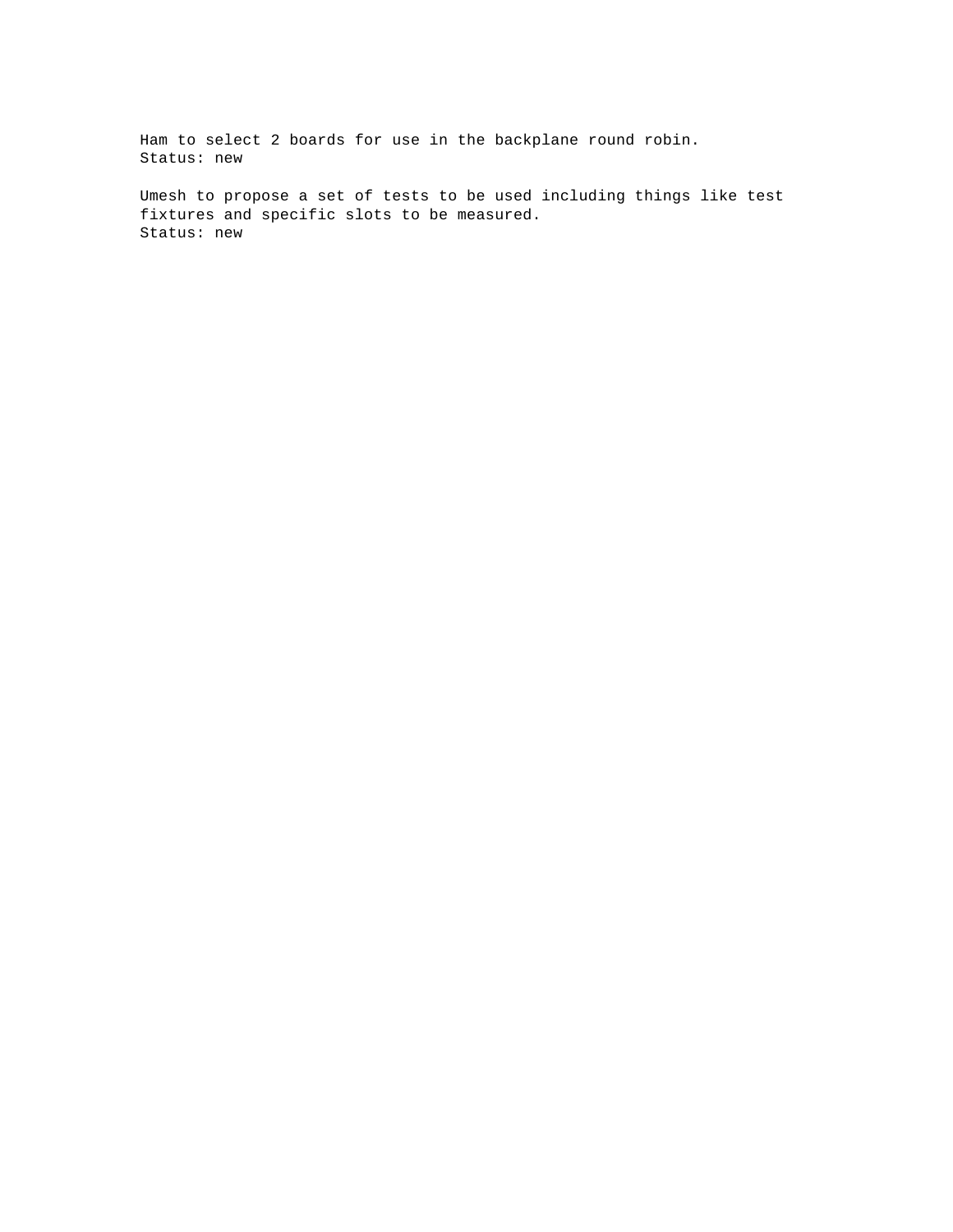Ham to select 2 boards for use in the backplane round robin.
Status: new

Umesh to propose a set of tests to be used including things like test fixtures and specific slots to be measured.
Status: new